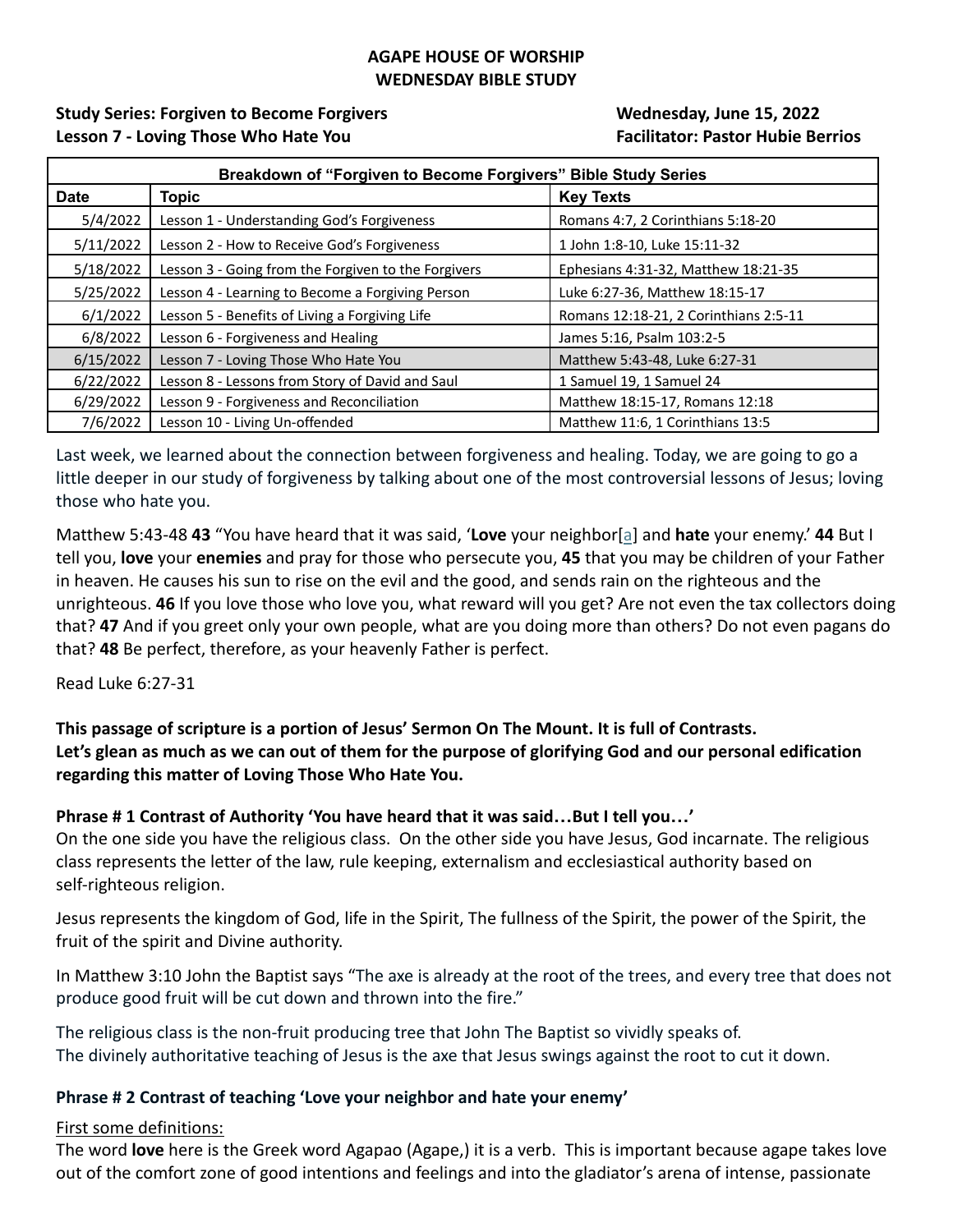**AGAPE HOUSE OF WORSHIP**
**WEDNESDAY BIBLE STUDY**

**Study Series: Forgiven to Become Forgivers** — **Wednesday, June 15, 2022**
**Lesson 7 - Loving Those Who Hate You** — **Facilitator: Pastor Hubie Berrios**

| Breakdown of "Forgiven to Become Forgivers" Bible Study Series | | |
|---|---|---|
| **Date** | **Topic** | **Key Texts** |
| 5/4/2022 | Lesson 1 - Understanding God's Forgiveness | Romans 4:7, 2 Corinthians 5:18-20 |
| 5/11/2022 | Lesson 2 - How to Receive God's Forgiveness | 1 John 1:8-10, Luke 15:11-32 |
| 5/18/2022 | Lesson 3 - Going from the Forgiven to the Forgivers | Ephesians 4:31-32, Matthew 18:21-35 |
| 5/25/2022 | Lesson 4 - Learning to Become a Forgiving Person | Luke 6:27-36, Matthew 18:15-17 |
| 6/1/2022 | Lesson 5 - Benefits of Living a Forgiving Life | Romans 12:18-21, 2 Corinthians 2:5-11 |
| 6/8/2022 | Lesson 6 - Forgiveness and Healing | James 5:16, Psalm 103:2-5 |
| 6/15/2022 | Lesson 7 - Loving Those Who Hate You | Matthew 5:43-48, Luke 6:27-31 |
| 6/22/2022 | Lesson 8 - Lessons from Story of David and Saul | 1 Samuel 19, 1 Samuel 24 |
| 6/29/2022 | Lesson 9 - Forgiveness and Reconciliation | Matthew 18:15-17, Romans 12:18 |
| 7/6/2022 | Lesson 10 - Living Un-offended | Matthew 11:6, 1 Corinthians 13:5 |

Last week, we learned about the connection between forgiveness and healing. Today, we are going to go a little deeper in our study of forgiveness by talking about one of the most controversial lessons of Jesus; loving those who hate you.

Matthew 5:43-48 **43** "You have heard that it was said, '**Love** your neighbor[a] and **hate** your enemy.' **44** But I tell you, **love** your **enemies** and pray for those who persecute you, **45** that you may be children of your Father in heaven. He causes his sun to rise on the evil and the good, and sends rain on the righteous and the unrighteous. **46** If you love those who love you, what reward will you get? Are not even the tax collectors doing that? **47** And if you greet only your own people, what are you doing more than others? Do not even pagans do that? **48** Be perfect, therefore, as your heavenly Father is perfect.

Read Luke 6:27-31

**This passage of scripture is a portion of Jesus' Sermon On The Mount. It is full of Contrasts.**
**Let's glean as much as we can out of them for the purpose of glorifying God and our personal edification regarding this matter of Loving Those Who Hate You.**

**Phrase # 1 Contrast of Authority 'You have heard that it was said…But I tell you…'**

On the one side you have the religious class. On the other side you have Jesus, God incarnate. The religious class represents the letter of the law, rule keeping, externalism and ecclesiastical authority based on self-righteous religion.

Jesus represents the kingdom of God, life in the Spirit, The fullness of the Spirit, the power of the Spirit, the fruit of the spirit and Divine authority.

In Matthew 3:10 John the Baptist says "The axe is already at the root of the trees, and every tree that does not produce good fruit will be cut down and thrown into the fire."

The religious class is the non-fruit producing tree that John The Baptist so vividly speaks of.
The divinely authoritative teaching of Jesus is the axe that Jesus swings against the root to cut it down.

**Phrase # 2 Contrast of teaching 'Love your neighbor and hate your enemy'**

First some definitions:

The word **love** here is the Greek word Agapao (Agape,) it is a verb. This is important because agape takes love out of the comfort zone of good intentions and feelings and into the gladiator's arena of intense, passionate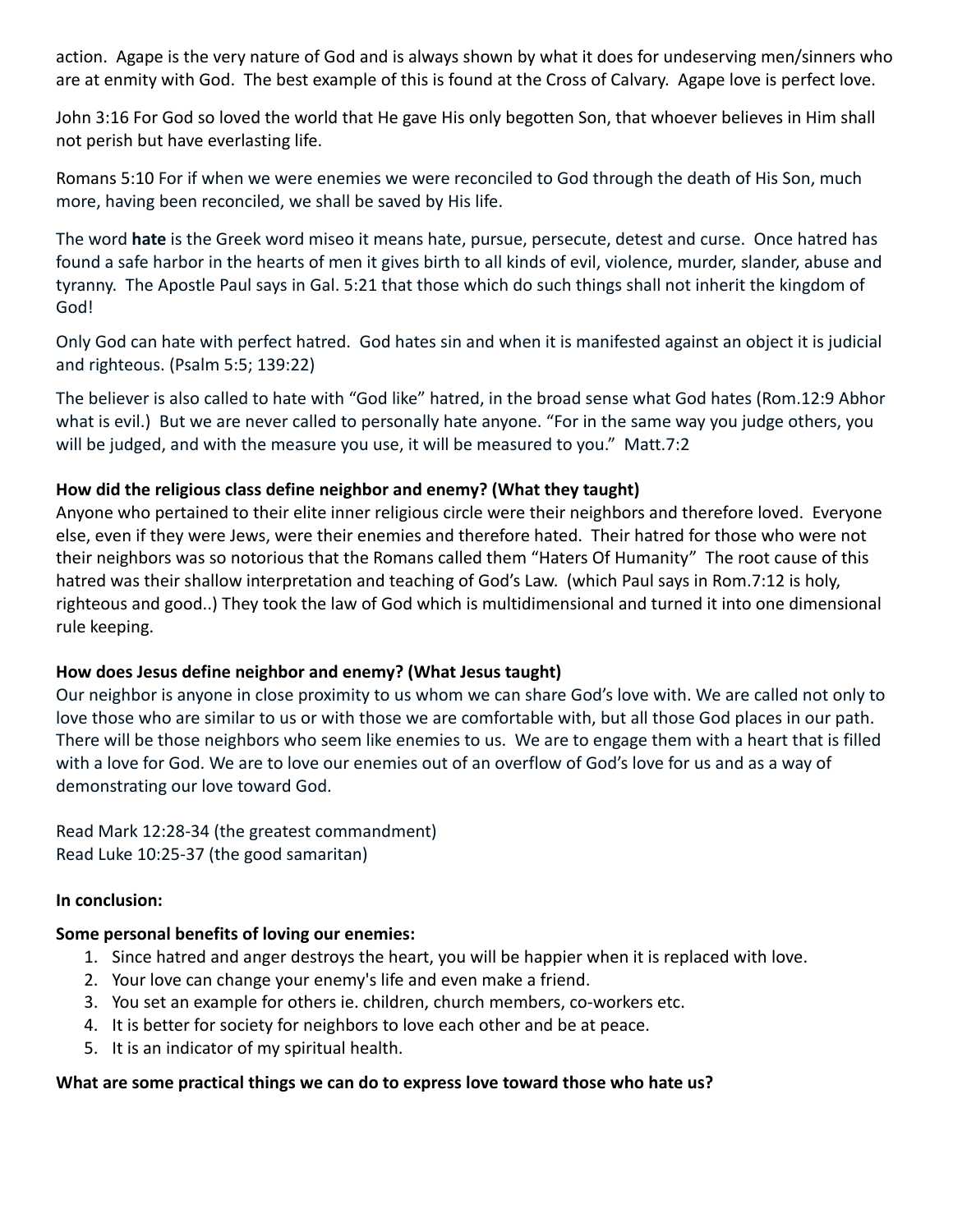action. Agape is the very nature of God and is always shown by what it does for undeserving men/sinners who are at enmity with God. The best example of this is found at the Cross of Calvary. Agape love is perfect love.

John 3:16 For God so loved the world that He gave His only begotten Son, that whoever believes in Him shall not perish but have everlasting life.

Romans 5:10 For if when we were enemies we were reconciled to God through the death of His Son, much more, having been reconciled, we shall be saved by His life.

The word **hate** is the Greek word miseo it means hate, pursue, persecute, detest and curse. Once hatred has found a safe harbor in the hearts of men it gives birth to all kinds of evil, violence, murder, slander, abuse and tyranny. The Apostle Paul says in Gal. 5:21 that those which do such things shall not inherit the kingdom of God!

Only God can hate with perfect hatred. God hates sin and when it is manifested against an object it is judicial and righteous. (Psalm 5:5; 139:22)

The believer is also called to hate with "God like" hatred, in the broad sense what God hates (Rom.12:9 Abhor what is evil.) But we are never called to personally hate anyone. "For in the same way you judge others, you will be judged, and with the measure you use, it will be measured to you." Matt.7:2

**How did the religious class define neighbor and enemy? (What they taught)**
Anyone who pertained to their elite inner religious circle were their neighbors and therefore loved. Everyone else, even if they were Jews, were their enemies and therefore hated. Their hatred for those who were not their neighbors was so notorious that the Romans called them "Haters Of Humanity" The root cause of this hatred was their shallow interpretation and teaching of God's Law. (which Paul says in Rom.7:12 is holy, righteous and good..) They took the law of God which is multidimensional and turned it into one dimensional rule keeping.

**How does Jesus define neighbor and enemy? (What Jesus taught)**
Our neighbor is anyone in close proximity to us whom we can share God's love with. We are called not only to love those who are similar to us or with those we are comfortable with, but all those God places in our path. There will be those neighbors who seem like enemies to us. We are to engage them with a heart that is filled with a love for God. We are to love our enemies out of an overflow of God's love for us and as a way of demonstrating our love toward God.

Read Mark 12:28-34 (the greatest commandment)
Read Luke 10:25-37 (the good samaritan)

**In conclusion:**

**Some personal benefits of loving our enemies:**

1. Since hatred and anger destroys the heart, you will be happier when it is replaced with love.
2. Your love can change your enemy's life and even make a friend.
3. You set an example for others ie. children, church members, co-workers etc.
4. It is better for society for neighbors to love each other and be at peace.
5. It is an indicator of my spiritual health.

**What are some practical things we can do to express love toward those who hate us?**